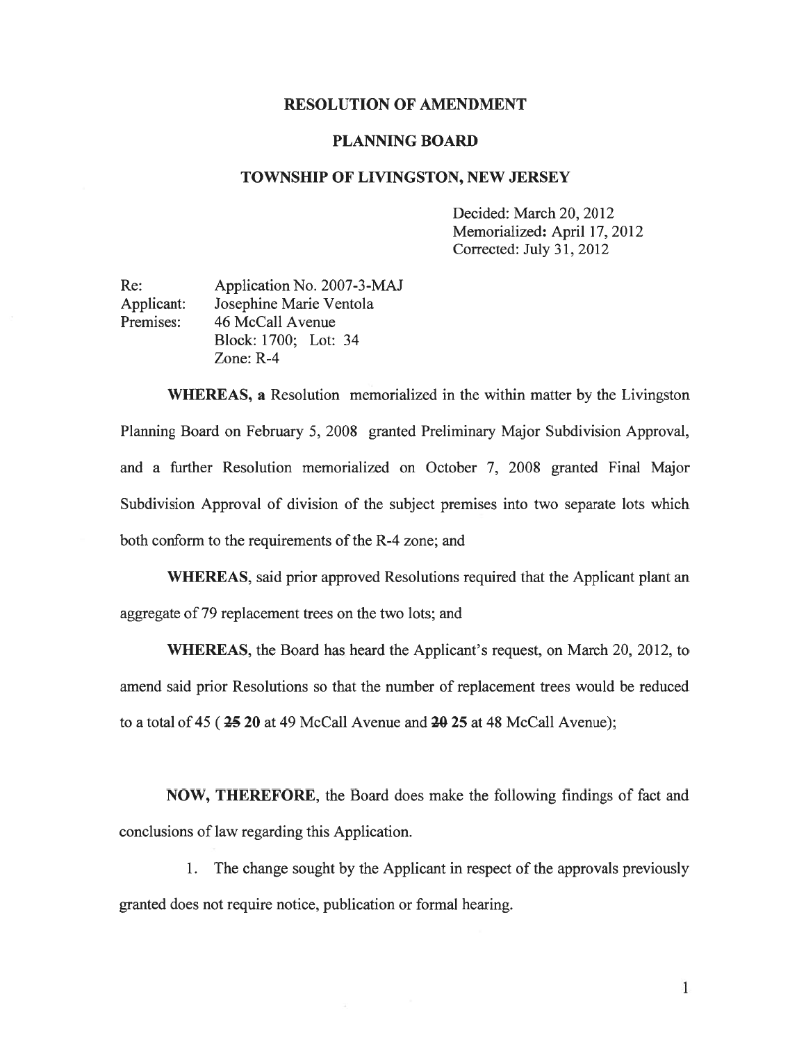# RESOLUTION OF AMENDMENT

## PLANNING BOARD

## TOWNSHIP OF LIVINGSTON, NEW JERSEY

Decided: March 20, 2012
Memorialized: April 17, 2012
Corrected: July 31, 2012

Re: Application No. 2007-3-MAJ
Applicant: Josephine Marie Ventola
Premises: 46 McCall Avenue
Block: 1700; Lot: 34
Zone: R-4

**WHEREAS, a** Resolution memorialized in the within matter by the Livingston Planning Board on February 5, 2008 granted Preliminary Major Subdivision Approval, and a further Resolution memorialized on October 7, 2008 granted Final Major Subdivision Approval of division of the subject premises into two separate lots which both conform to the requirements of the R-4 zone; and

**WHEREAS**, said prior approved Resolutions required that the Applicant plant an aggregate of 79 replacement trees on the two lots; and

**WHEREAS**, the Board has heard the Applicant's request, on March 20, 2012, to amend said prior Resolutions so that the number of replacement trees would be reduced to a total of 45 ( ~~**25**~~ **20** at 49 McCall Avenue and ~~**20**~~ **25** at 48 McCall Avenue);

**NOW, THEREFORE**, the Board does make the following findings of fact and conclusions of law regarding this Application.

1. The change sought by the Applicant in respect of the approvals previously granted does not require notice, publication or formal hearing.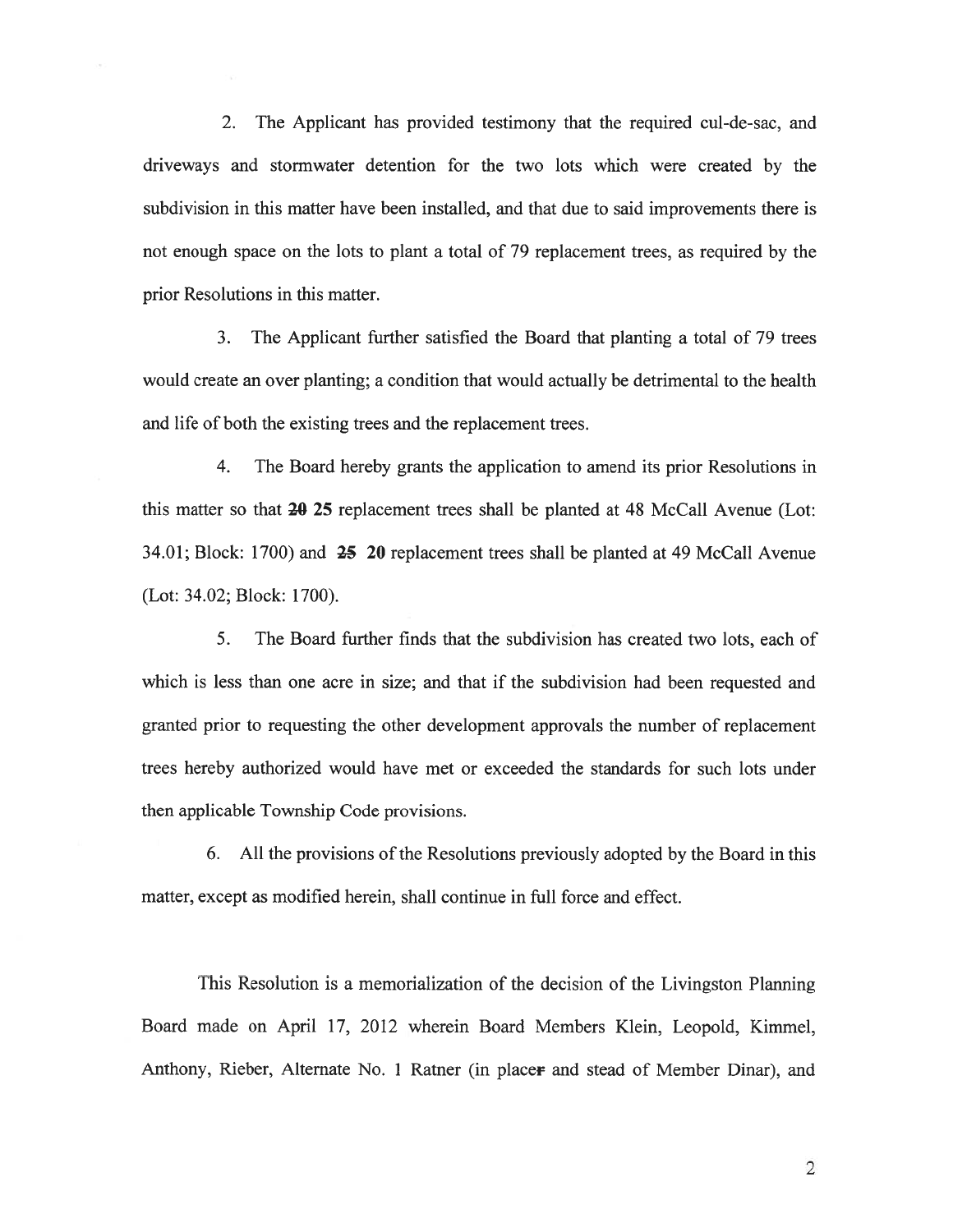2. The Applicant has provided testimony that the required cul-de-sac, and driveways and stormwater detention for the two lots which were created by the subdivision in this matter have been installed, and that due to said improvements there is not enough space on the lots to plant a total of 79 replacement trees, as required by the prior Resolutions in this matter.

3. The Applicant further satisfied the Board that planting a total of 79 trees would create an over planting; a condition that would actually be detrimental to the health and life of both the existing trees and the replacement trees.

4. The Board hereby grants the application to amend its prior Resolutions in this matter so that ~~**20**~~ **25** replacement trees shall be planted at 48 McCall Avenue (Lot: 34.01; Block: 1700) and ~~**25**~~ **20** replacement trees shall be planted at 49 McCall Avenue (Lot: 34.02; Block: 1700).

5. The Board further finds that the subdivision has created two lots, each of which is less than one acre in size; and that if the subdivision had been requested and granted prior to requesting the other development approvals the number of replacement trees hereby authorized would have met or exceeded the standards for such lots under then applicable Township Code provisions.

6. All the provisions of the Resolutions previously adopted by the Board in this matter, except as modified herein, shall continue in full force and effect.

This Resolution is a memorialization of the decision of the Livingston Planning Board made on April 17, 2012 wherein Board Members Klein, Leopold, Kimmel, Anthony, Rieber, Alternate No. 1 Ratner (in place~~r~~ and stead of Member Dinar), and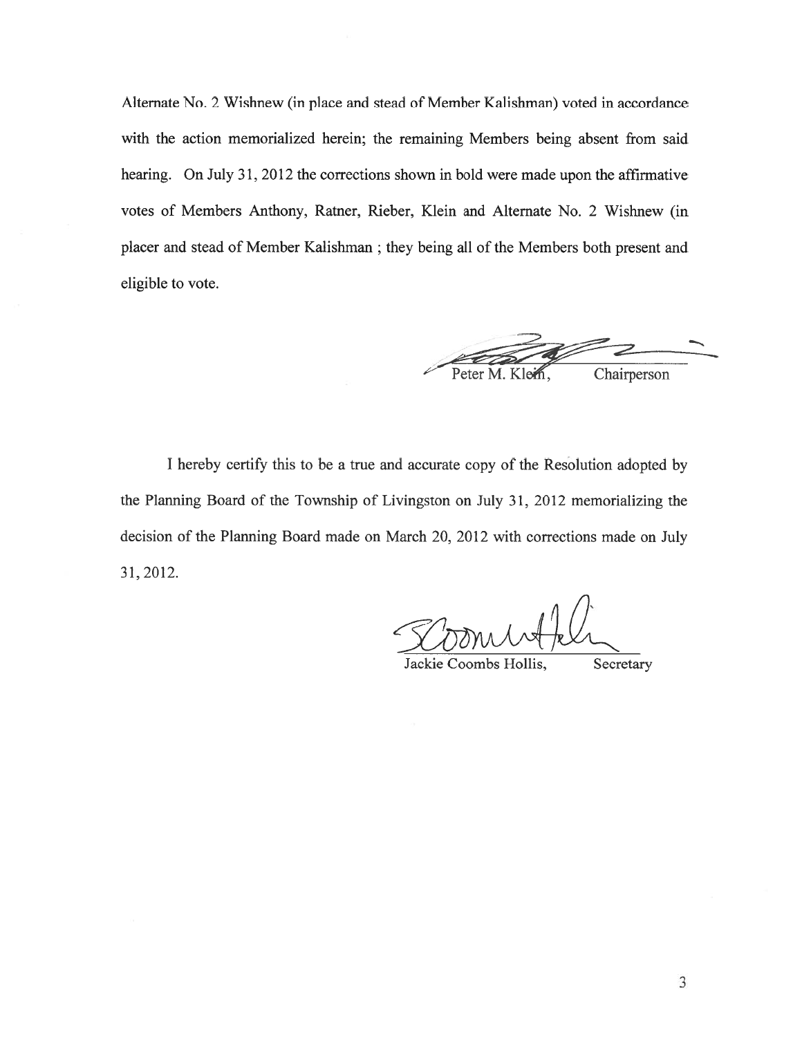Alternate No. 2 Wishnew (in place and stead of Member Kalishman) voted in accordance with the action memorialized herein; the remaining Members being absent from said hearing. On July 31, 2012 the corrections shown in bold were made upon the affirmative votes of Members Anthony, Ratner, Rieber, Klein and Alternate No. 2 Wishnew (in placer and stead of Member Kalishman ; they being all of the Members both present and eligible to vote.

Peter M. Klein, Chairperson

I hereby certify this to be a true and accurate copy of the Resolution adopted by the Planning Board of the Township of Livingston on July 31, 2012 memorializing the decision of the Planning Board made on March 20, 2012 with corrections made on July 31, 2012.

Jackie Coombs Hollis, Secretary